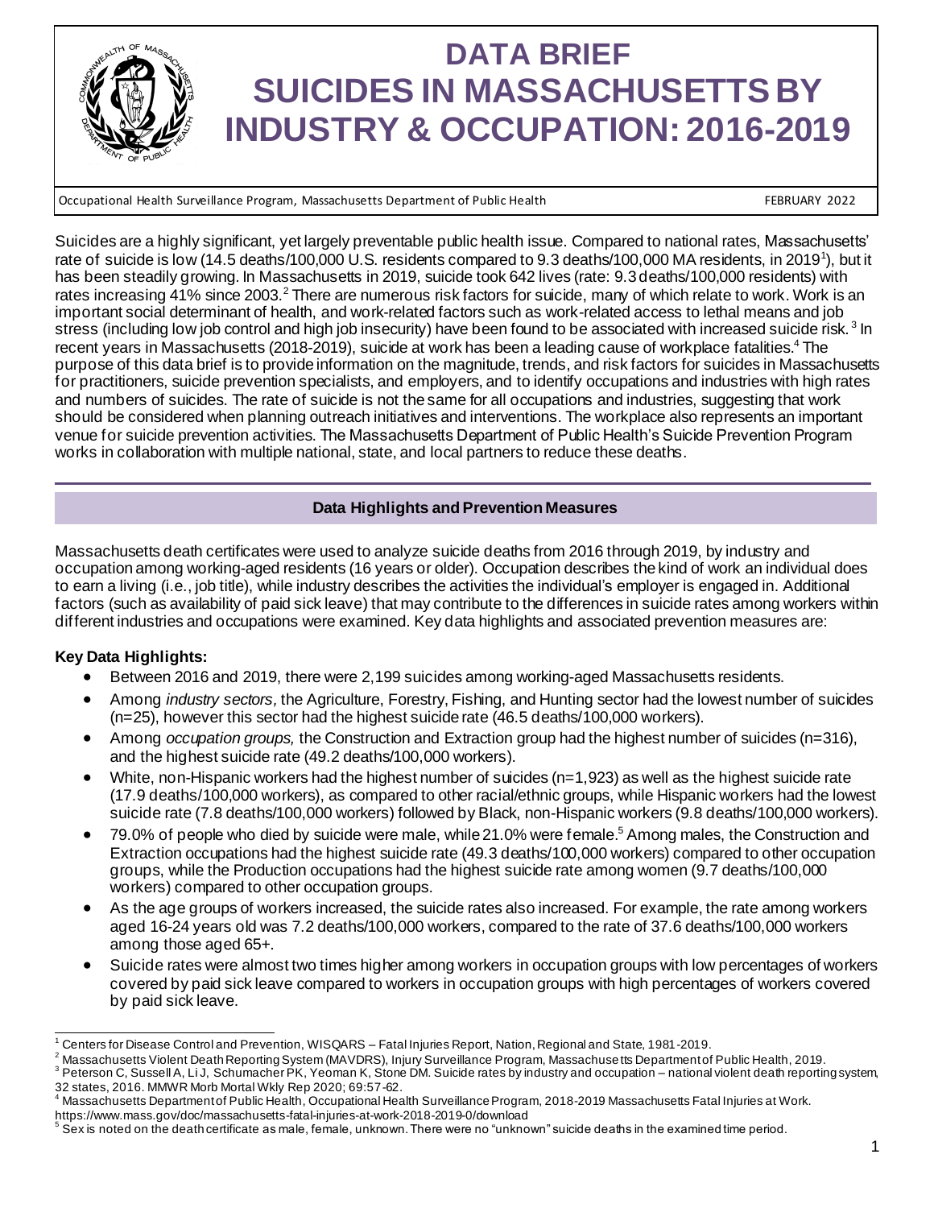# DATA BRIEF
# SUICIDES IN MASSACHUSETTS BY INDUSTRY & OCCUPATION: 2016-2019

Occupational Health Surveillance Program, Massachusetts Department of Public Health — FEBRUARY 2022

Suicides are a highly significant, yet largely preventable public health issue. Compared to national rates, Massachusetts' rate of suicide is low (14.5 deaths/100,000 U.S. residents compared to 9.3 deaths/100,000 MA residents, in 2019[1]), but it has been steadily growing. In Massachusetts in 2019, suicide took 642 lives (rate: 9.3 deaths/100,000 residents) with rates increasing 41% since 2003.[2] There are numerous risk factors for suicide, many of which relate to work. Work is an important social determinant of health, and work-related factors such as work-related access to lethal means and job stress (including low job control and high job insecurity) have been found to be associated with increased suicide risk.[3] In recent years in Massachusetts (2018-2019), suicide at work has been a leading cause of workplace fatalities.[4] The purpose of this data brief is to provide information on the magnitude, trends, and risk factors for suicides in Massachusetts for practitioners, suicide prevention specialists, and employers, and to identify occupations and industries with high rates and numbers of suicides. The rate of suicide is not the same for all occupations and industries, suggesting that work should be considered when planning outreach initiatives and interventions. The workplace also represents an important venue for suicide prevention activities. The Massachusetts Department of Public Health's Suicide Prevention Program works in collaboration with multiple national, state, and local partners to reduce these deaths.

## Data Highlights and Prevention Measures

Massachusetts death certificates were used to analyze suicide deaths from 2016 through 2019, by industry and occupation among working-aged residents (16 years or older). Occupation describes the kind of work an individual does to earn a living (i.e., job title), while industry describes the activities the individual's employer is engaged in. Additional factors (such as availability of paid sick leave) that may contribute to the differences in suicide rates among workers within different industries and occupations were examined. Key data highlights and associated prevention measures are:

**Key Data Highlights:**

- Between 2016 and 2019, there were 2,199 suicides among working-aged Massachusetts residents.
- Among *industry sectors,* the Agriculture, Forestry, Fishing, and Hunting sector had the lowest number of suicides (n=25), however this sector had the highest suicide rate (46.5 deaths/100,000 workers).
- Among *occupation groups,* the Construction and Extraction group had the highest number of suicides (n=316), and the highest suicide rate (49.2 deaths/100,000 workers).
- White, non-Hispanic workers had the highest number of suicides (n=1,923) as well as the highest suicide rate (17.9 deaths/100,000 workers), as compared to other racial/ethnic groups, while Hispanic workers had the lowest suicide rate (7.8 deaths/100,000 workers) followed by Black, non-Hispanic workers (9.8 deaths/100,000 workers).
- 79.0% of people who died by suicide were male, while 21.0% were female.[5] Among males, the Construction and Extraction occupations had the highest suicide rate (49.3 deaths/100,000 workers) compared to other occupation groups, while the Production occupations had the highest suicide rate among women (9.7 deaths/100,000 workers) compared to other occupation groups.
- As the age groups of workers increased, the suicide rates also increased. For example, the rate among workers aged 16-24 years old was 7.2 deaths/100,000 workers, compared to the rate of 37.6 deaths/100,000 workers among those aged 65+.
- Suicide rates were almost two times higher among workers in occupation groups with low percentages of workers covered by paid sick leave compared to workers in occupation groups with high percentages of workers covered by paid sick leave.

---

[1] Centers for Disease Control and Prevention, WISQARS – Fatal Injuries Report, Nation, Regional and State, 1981-2019.

[2] Massachusetts Violent Death Reporting System (MAVDRS), Injury Surveillance Program, Massachusetts Department of Public Health, 2019.

[3] Peterson C, Sussell A, Li J, Schumacher PK, Yeoman K, Stone DM. Suicide rates by industry and occupation – national violent death reporting system, 32 states, 2016. MMWR Morb Mortal Wkly Rep 2020; 69:57-62.

[4] Massachusetts Department of Public Health, Occupational Health Surveillance Program, 2018-2019 Massachusetts Fatal Injuries at Work. https://www.mass.gov/doc/massachusetts-fatal-injuries-at-work-2018-2019-0/download

[5] Sex is noted on the death certificate as male, female, unknown. There were no "unknown" suicide deaths in the examined time period.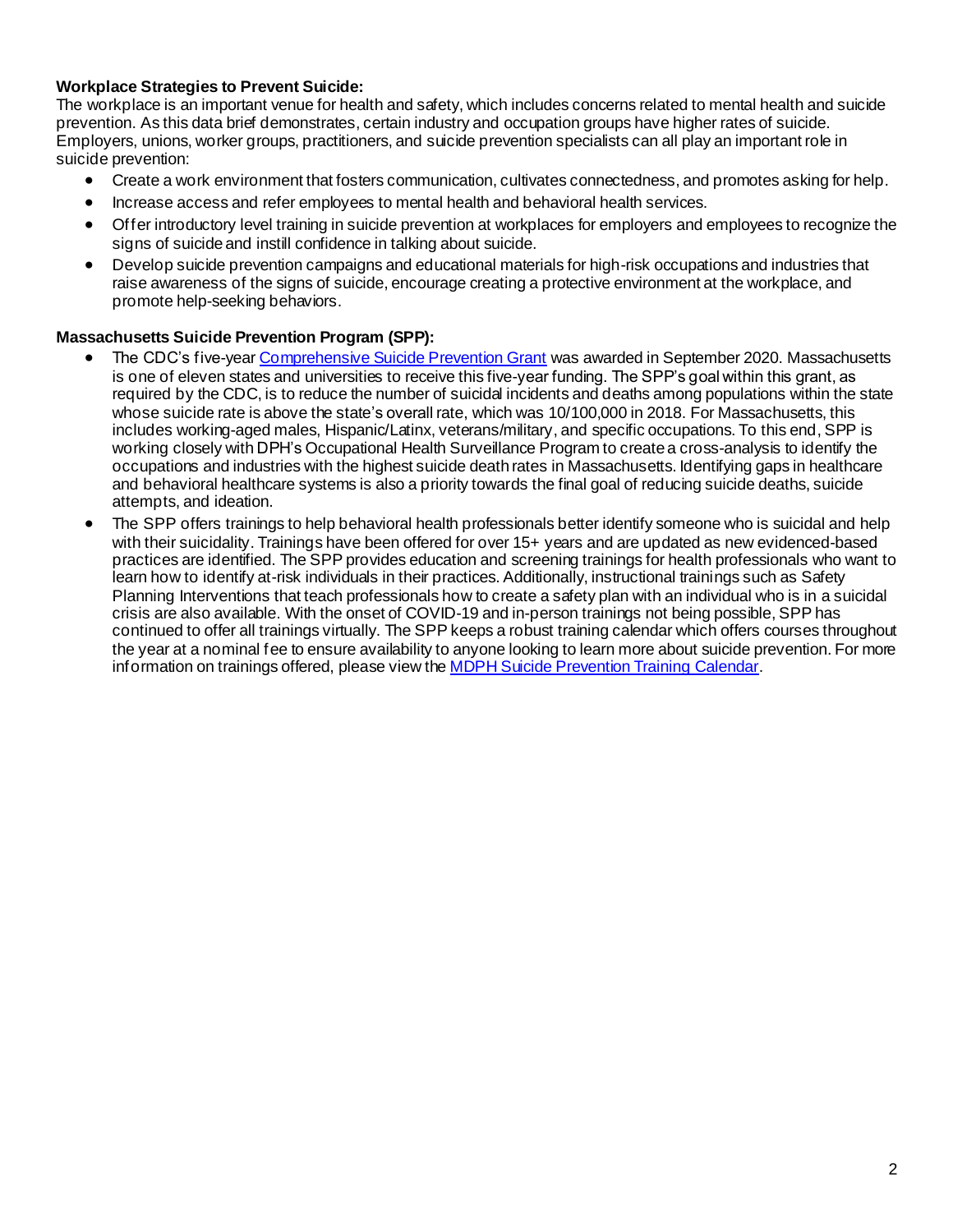**Workplace Strategies to Prevent Suicide:**

The workplace is an important venue for health and safety, which includes concerns related to mental health and suicide prevention. As this data brief demonstrates, certain industry and occupation groups have higher rates of suicide. Employers, unions, worker groups, practitioners, and suicide prevention specialists can all play an important role in suicide prevention:

- Create a work environment that fosters communication, cultivates connectedness, and promotes asking for help.
- Increase access and refer employees to mental health and behavioral health services.
- Offer introductory level training in suicide prevention at workplaces for employers and employees to recognize the signs of suicide and instill confidence in talking about suicide.
- Develop suicide prevention campaigns and educational materials for high-risk occupations and industries that raise awareness of the signs of suicide, encourage creating a protective environment at the workplace, and promote help-seeking behaviors.

**Massachusetts Suicide Prevention Program (SPP):**

- The CDC's five-year Comprehensive Suicide Prevention Grant was awarded in September 2020. Massachusetts is one of eleven states and universities to receive this five-year funding. The SPP's goal within this grant, as required by the CDC, is to reduce the number of suicidal incidents and deaths among populations within the state whose suicide rate is above the state's overall rate, which was 10/100,000 in 2018. For Massachusetts, this includes working-aged males, Hispanic/Latinx, veterans/military, and specific occupations. To this end, SPP is working closely with DPH's Occupational Health Surveillance Program to create a cross-analysis to identify the occupations and industries with the highest suicide death rates in Massachusetts. Identifying gaps in healthcare and behavioral healthcare systems is also a priority towards the final goal of reducing suicide deaths, suicide attempts, and ideation.
- The SPP offers trainings to help behavioral health professionals better identify someone who is suicidal and help with their suicidality. Trainings have been offered for over 15+ years and are updated as new evidenced-based practices are identified. The SPP provides education and screening trainings for health professionals who want to learn how to identify at-risk individuals in their practices. Additionally, instructional trainings such as Safety Planning Interventions that teach professionals how to create a safety plan with an individual who is in a suicidal crisis are also available. With the onset of COVID-19 and in-person trainings not being possible, SPP has continued to offer all trainings virtually. The SPP keeps a robust training calendar which offers courses throughout the year at a nominal fee to ensure availability to anyone looking to learn more about suicide prevention. For more information on trainings offered, please view the MDPH Suicide Prevention Training Calendar.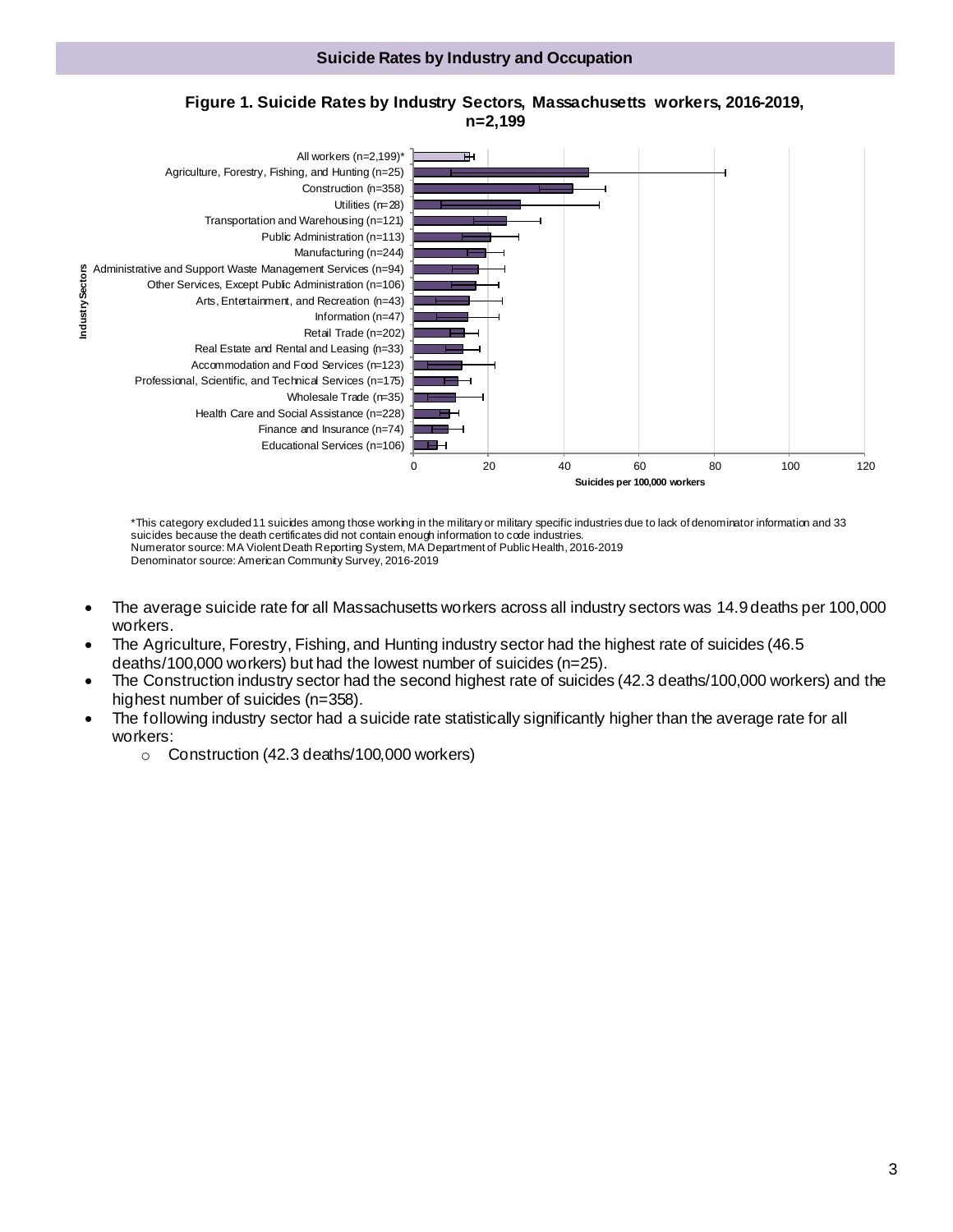## Suicide Rates by Industry and Occupation

**Figure 1. Suicide Rates by Industry Sectors, Massachusetts workers, 2016-2019, n=2,199**

| Industry Sectors |
|---|
| All workers (n=2,199)* |
| Agriculture, Forestry, Fishing, and Hunting (n=25) |
| Construction (n=358) |
| Utilities (n=28) |
| Transportation and Warehousing (n=121) |
| Public Administration (n=113) |
| Manufacturing (n=244) |
| Administrative and Support Waste Management Services (n=94) |
| Other Services, Except Public Administration (n=106) |
| Arts, Entertainment, and Recreation (n=43) |
| Information (n=47) |
| Retail Trade (n=202) |
| Real Estate and Rental and Leasing (n=33) |
| Accommodation and Food Services (n=123) |
| Professional, Scientific, and Technical Services (n=175) |
| Wholesale Trade (n=35) |
| Health Care and Social Assistance (n=228) |
| Finance and Insurance (n=74) |
| Educational Services (n=106) |

Suicides per 100,000 workers

*This category excluded 11 suicides among those working in the military or military specific industries due to lack of denominator information and 33 suicides because the death certificates did not contain enough information to code industries.
Numerator source: MA Violent Death Reporting System, MA Department of Public Health, 2016-2019
Denominator source: American Community Survey, 2016-2019

- The average suicide rate for all Massachusetts workers across all industry sectors was 14.9 deaths per 100,000 workers.
- The Agriculture, Forestry, Fishing, and Hunting industry sector had the highest rate of suicides (46.5 deaths/100,000 workers) but had the lowest number of suicides (n=25).
- The Construction industry sector had the second highest rate of suicides (42.3 deaths/100,000 workers) and the highest number of suicides (n=358).
- The following industry sector had a suicide rate statistically significantly higher than the average rate for all workers:
  - Construction (42.3 deaths/100,000 workers)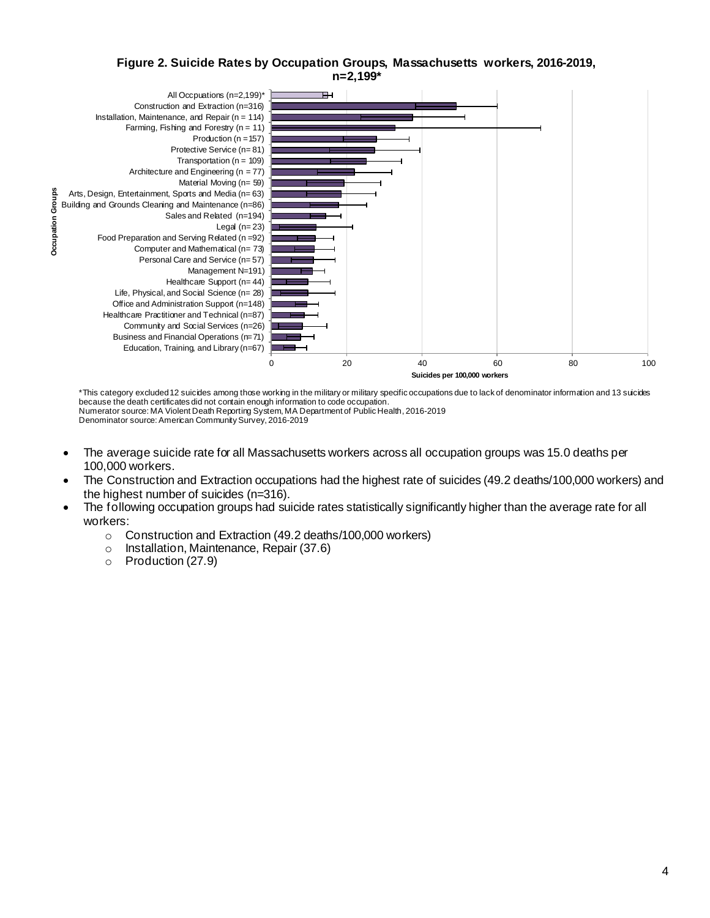**Figure 2. Suicide Rates by Occupation Groups, Massachusetts workers, 2016-2019, n=2,199***

Occupation Groups

- All Occpuations (n=2,199)*
- Construction and Extraction (n=316)
- Installation, Maintenance, and Repair (n = 114)
- Farming, Fishing and Forestry (n = 11)
- Production (n =157)
- Protective Service (n= 81)
- Transportation (n = 109)
- Architecture and Engineering (n = 77)
- Material Moving (n= 59)
- Arts, Design, Entertainment, Sports and Media (n= 63)
- Building and Grounds Cleaning and Maintenance (n=86)
- Sales and Related (n=194)
- Legal (n= 23)
- Food Preparation and Serving Related (n =92)
- Computer and Mathematical (n= 73)
- Personal Care and Service (n= 57)
- Management N=191)
- Healthcare Support (n= 44)
- Life, Physical, and Social Science (n= 28)
- Office and Administration Support (n=148)
- Healthcare Practitioner and Technical (n=87)
- Community and Social Services (n=26)
- Business and Financial Operations (n=71)
- Education, Training, and Library (n=67)

0 20 40 60 80 100

Suicides per 100,000 workers

*This category excluded 12 suicides among those working in the military or military specific occupations due to lack of denominator information and 13 suicides because the death certificates did not contain enough information to code occupation.
Numerator source: MA Violent Death Reporting System, MA Department of Public Health, 2016-2019
Denominator source: American Community Survey, 2016-2019

- The average suicide rate for all Massachusetts workers across all occupation groups was 15.0 deaths per 100,000 workers.
- The Construction and Extraction occupations had the highest rate of suicides (49.2 deaths/100,000 workers) and the highest number of suicides (n=316).
- The following occupation groups had suicide rates statistically significantly higher than the average rate for all workers:
  - Construction and Extraction (49.2 deaths/100,000 workers)
  - Installation, Maintenance, Repair (37.6)
  - Production (27.9)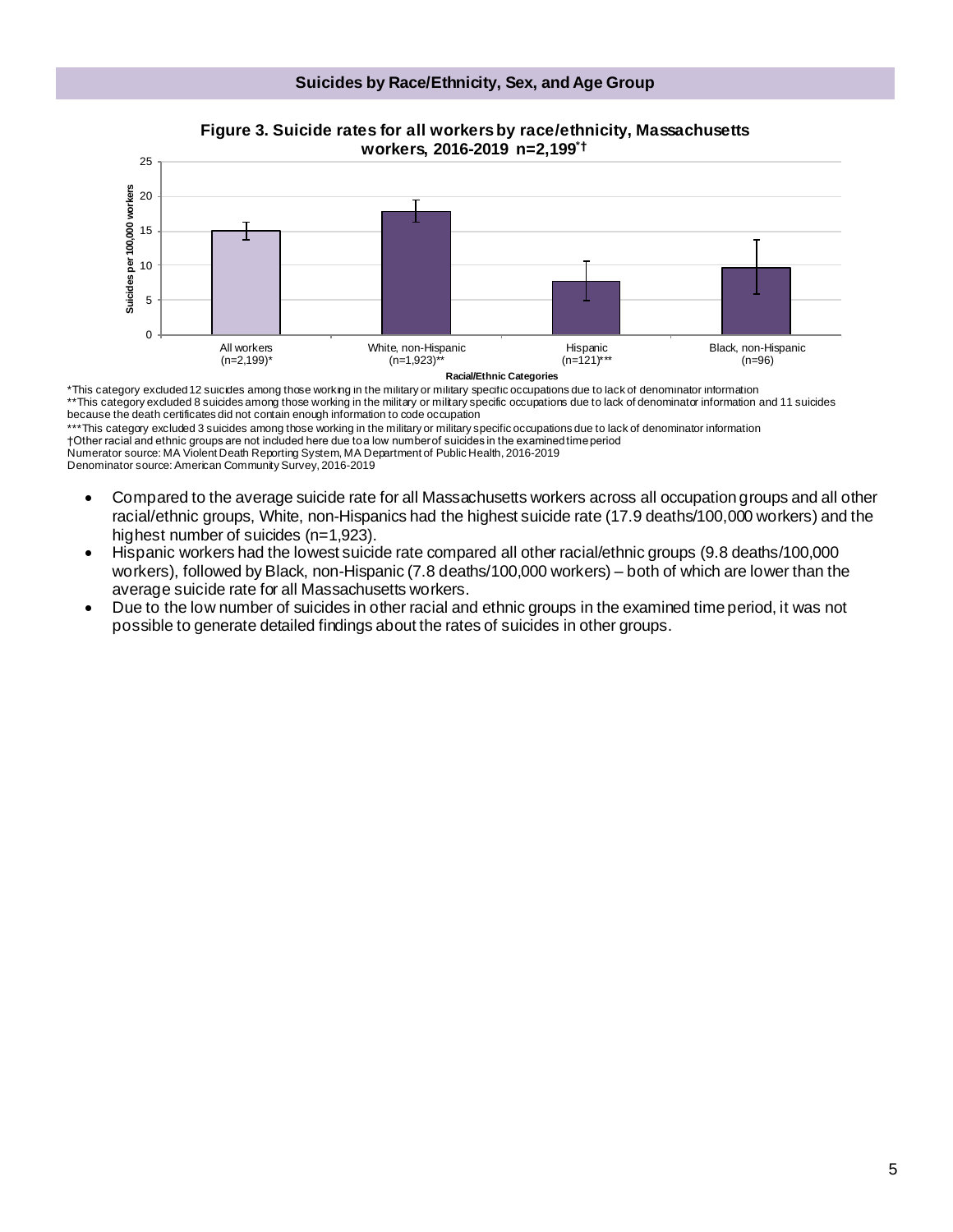## Suicides by Race/Ethnicity, Sex, and Age Group

**Figure 3. Suicide rates for all workers by race/ethnicity, Massachusetts workers, 2016-2019 n=2,199*†**

| Racial/Ethnic Categories | Suicides per 100,000 workers |
| --- | --- |
| All workers (n=2,199)* | 15.0 |
| White, non-Hispanic (n=1,923)** | 17.9 |
| Hispanic (n=121)*** | 7.8 |
| Black, non-Hispanic (n=96) | 9.8 |

*This category excluded 12 suicides among those working in the military or military specific occupations due to lack of denominator information
**This category excluded 8 suicides among those working in the military or military specific occupations due to lack of denominator information and 11 suicides because the death certificates did not contain enough information to code occupation
***This category excluded 3 suicides among those working in the military or military specific occupations due to lack of denominator information
†Other racial and ethnic groups are not included here due to a low number of suicides in the examined time period
Numerator source: MA Violent Death Reporting System, MA Department of Public Health, 2016-2019
Denominator source: American Community Survey, 2016-2019

- Compared to the average suicide rate for all Massachusetts workers across all occupation groups and all other racial/ethnic groups, White, non-Hispanics had the highest suicide rate (17.9 deaths/100,000 workers) and the highest number of suicides (n=1,923).
- Hispanic workers had the lowest suicide rate compared all other racial/ethnic groups (9.8 deaths/100,000 workers), followed by Black, non-Hispanic (7.8 deaths/100,000 workers) – both of which are lower than the average suicide rate for all Massachusetts workers.
- Due to the low number of suicides in other racial and ethnic groups in the examined time period, it was not possible to generate detailed findings about the rates of suicides in other groups.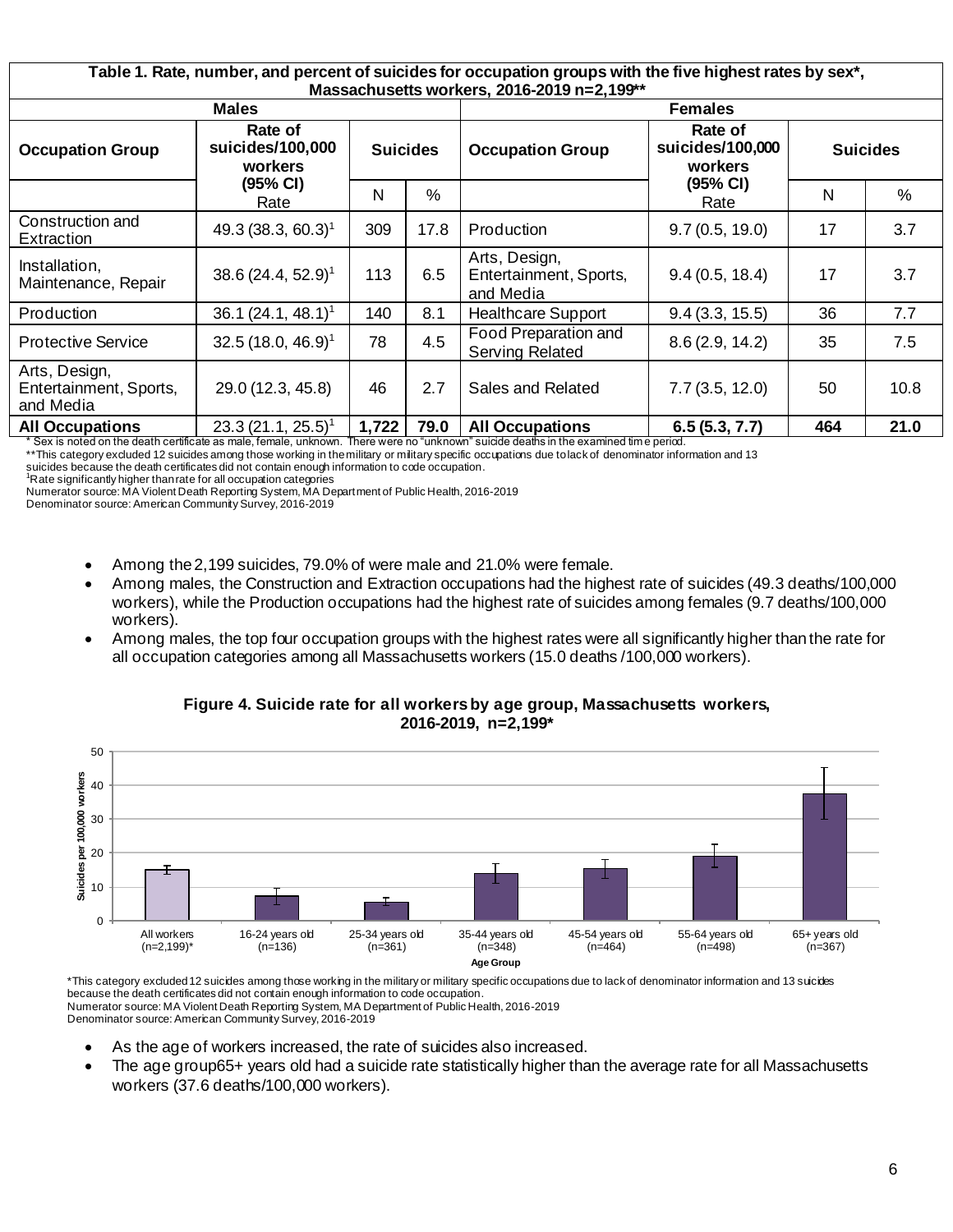**Table 1. Rate, number, and percent of suicides for occupation groups with the five highest rates by sex\*, Massachusetts workers, 2016-2019 n=2,199\*\***

| Males | | | | Females | | | |
|---|---|---|---|---|---|---|---|
| Occupation Group | Rate of suicides/100,000 workers (95% CI) | Suicides | | Occupation Group | Rate of suicides/100,000 workers (95% CI) | Suicides | |
| | Rate | N | % | | Rate | N | % |
| Construction and Extraction | 49.3 (38.3, 60.3)[1] | 309 | 17.8 | Production | 9.7 (0.5, 19.0) | 17 | 3.7 |
| Installation, Maintenance, Repair | 38.6 (24.4, 52.9)[1] | 113 | 6.5 | Arts, Design, Entertainment, Sports, and Media | 9.4 (0.5, 18.4) | 17 | 3.7 |
| Production | 36.1 (24.1, 48.1)[1] | 140 | 8.1 | Healthcare Support | 9.4 (3.3, 15.5) | 36 | 7.7 |
| Protective Service | 32.5 (18.0, 46.9)[1] | 78 | 4.5 | Food Preparation and Serving Related | 8.6 (2.9, 14.2) | 35 | 7.5 |
| Arts, Design, Entertainment, Sports, and Media | 29.0 (12.3, 45.8) | 46 | 2.7 | Sales and Related | 7.7 (3.5, 12.0) | 50 | 10.8 |
| **All Occupations** | 23.3 (21.1, 25.5)[1] | **1,722** | **79.0** | **All Occupations** | **6.5 (5.3, 7.7)** | **464** | **21.0** |

\* Sex is noted on the death certificate as male, female, unknown. There were no "unknown" suicide deaths in the examined time period.
\*\*This category excluded 12 suicides among those working in the military or military specific occupations due to lack of denominator information and 13 suicides because the death certificates did not contain enough information to code occupation.
[1]Rate significantly higher than rate for all occupation categories
Numerator source: MA Violent Death Reporting System, MA Department of Public Health, 2016-2019
Denominator source: American Community Survey, 2016-2019

- Among the 2,199 suicides, 79.0% of were male and 21.0% were female.
- Among males, the Construction and Extraction occupations had the highest rate of suicides (49.3 deaths/100,000 workers), while the Production occupations had the highest rate of suicides among females (9.7 deaths/100,000 workers).
- Among males, the top four occupation groups with the highest rates were all significantly higher than the rate for all occupation categories among all Massachusetts workers (15.0 deaths /100,000 workers).

**Figure 4. Suicide rate for all workers by age group, Massachusetts workers, 2016-2019, n=2,199\***

\*This category excluded 12 suicides among those working in the military or military specific occupations due to lack of denominator information and 13 suicides because the death certificates did not contain enough information to code occupation.
Numerator source: MA Violent Death Reporting System, MA Department of Public Health, 2016-2019
Denominator source: American Community Survey, 2016-2019

- As the age of workers increased, the rate of suicides also increased.
- The age group65+ years old had a suicide rate statistically higher than the average rate for all Massachusetts workers (37.6 deaths/100,000 workers).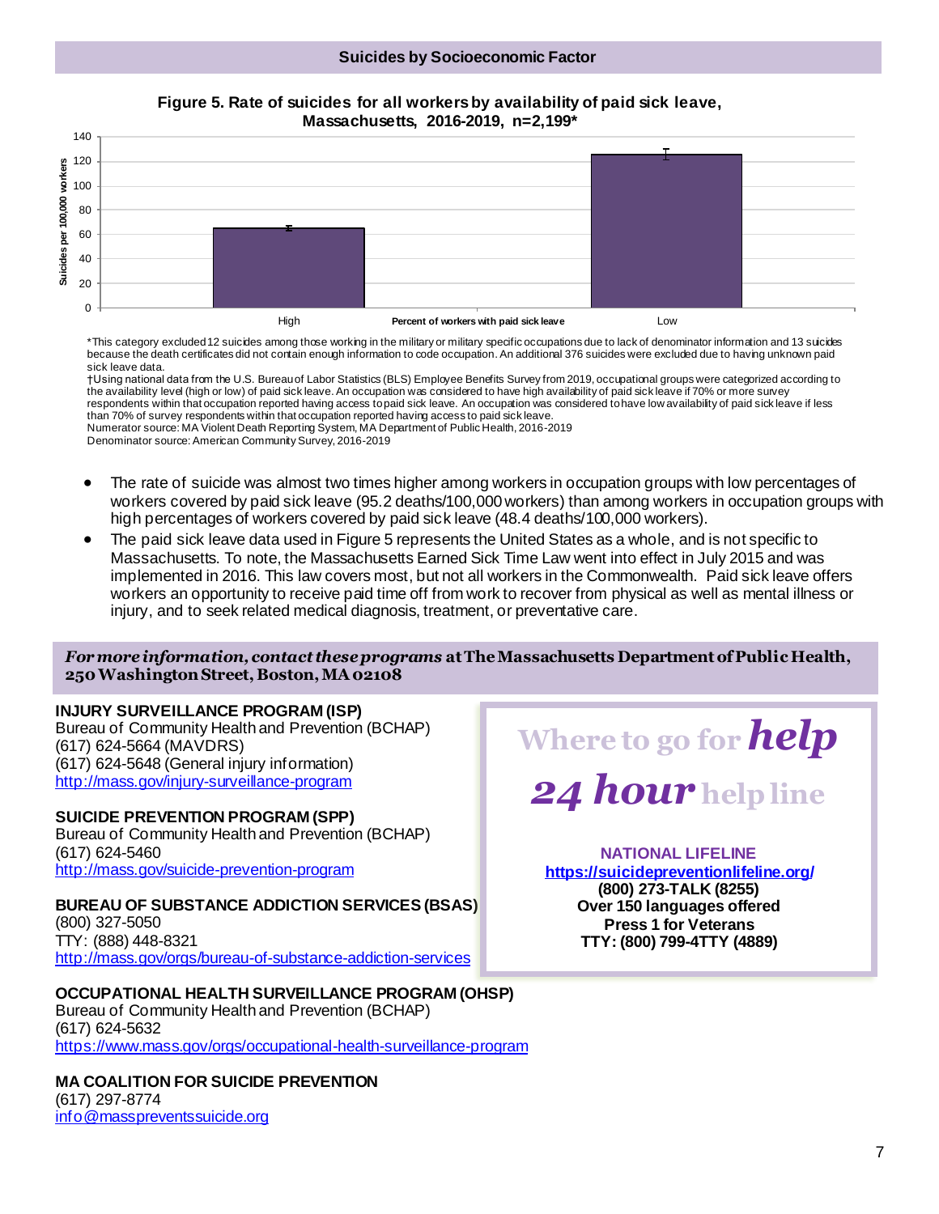## Suicides by Socioeconomic Factor

**Figure 5. Rate of suicides for all workers by availability of paid sick leave, Massachusetts, 2016-2019, n=2,199***

| Percent of workers with paid sick leave† | Suicides per 100,000 workers |
|---|---|
| High | ~65 |
| Low | ~125 |

*This category excluded 12 suicides among those working in the military or military specific occupations due to lack of denominator information and 13 suicides because the death certificates did not contain enough information to code occupation. An additional 376 suicides were excluded due to having unknown paid sick leave data.
†Using national data from the U.S. Bureau of Labor Statistics (BLS) Employee Benefits Survey from 2019, occupational groups were categorized according to the availability level (high or low) of paid sick leave. An occupation was considered to have high availability of paid sick leave if 70% or more survey respondents within that occupation reported having access to paid sick leave. An occupation was considered to have low availability of paid sick leave if less than 70% of survey respondents within that occupation reported having access to paid sick leave.
Numerator source: MA Violent Death Reporting System, MA Department of Public Health, 2016-2019
Denominator source: American Community Survey, 2016-2019

- The rate of suicide was almost two times higher among workers in occupation groups with low percentages of workers covered by paid sick leave (95.2 deaths/100,000 workers) than among workers in occupation groups with high percentages of workers covered by paid sick leave (48.4 deaths/100,000 workers).
- The paid sick leave data used in Figure 5 represents the United States as a whole, and is not specific to Massachusetts. To note, the Massachusetts Earned Sick Time Law went into effect in July 2015 and was implemented in 2016. This law covers most, but not all workers in the Commonwealth. Paid sick leave offers workers an opportunity to receive paid time off from work to recover from physical as well as mental illness or injury, and to seek related medical diagnosis, treatment, or preventative care.

***For more information, contact these programs* at The Massachusetts Department of Public Health, 250 Washington Street, Boston, MA 02108**

**INJURY SURVEILLANCE PROGRAM (ISP)**
Bureau of Community Health and Prevention (BCHAP)
(617) 624-5664 (MAVDRS)
(617) 624-5648 (General injury information)
http://mass.gov/injury-surveillance-program

**SUICIDE PREVENTION PROGRAM (SPP)**
Bureau of Community Health and Prevention (BCHAP)
(617) 624-5460
http://mass.gov/suicide-prevention-program

**BUREAU OF SUBSTANCE ADDICTION SERVICES (BSAS)**
(800) 327-5050
TTY: (888) 448-8321
http://mass.gov/orgs/bureau-of-substance-addiction-services

**OCCUPATIONAL HEALTH SURVEILLANCE PROGRAM (OHSP)**
Bureau of Community Health and Prevention (BCHAP)
(617) 624-5632
https://www.mass.gov/orgs/occupational-health-surveillance-program

**MA COALITION FOR SUICIDE PREVENTION**
(617) 297-8774
info@masspreventssuicide.org

**Where to go for *help***

***24 hour* help line**

**NATIONAL LIFELINE**
**https://suicidepreventionlifeline.org/**
**(800) 273-TALK (8255)**
**Over 150 languages offered**
**Press 1 for Veterans**
**TTY: (800) 799-4TTY (4889)**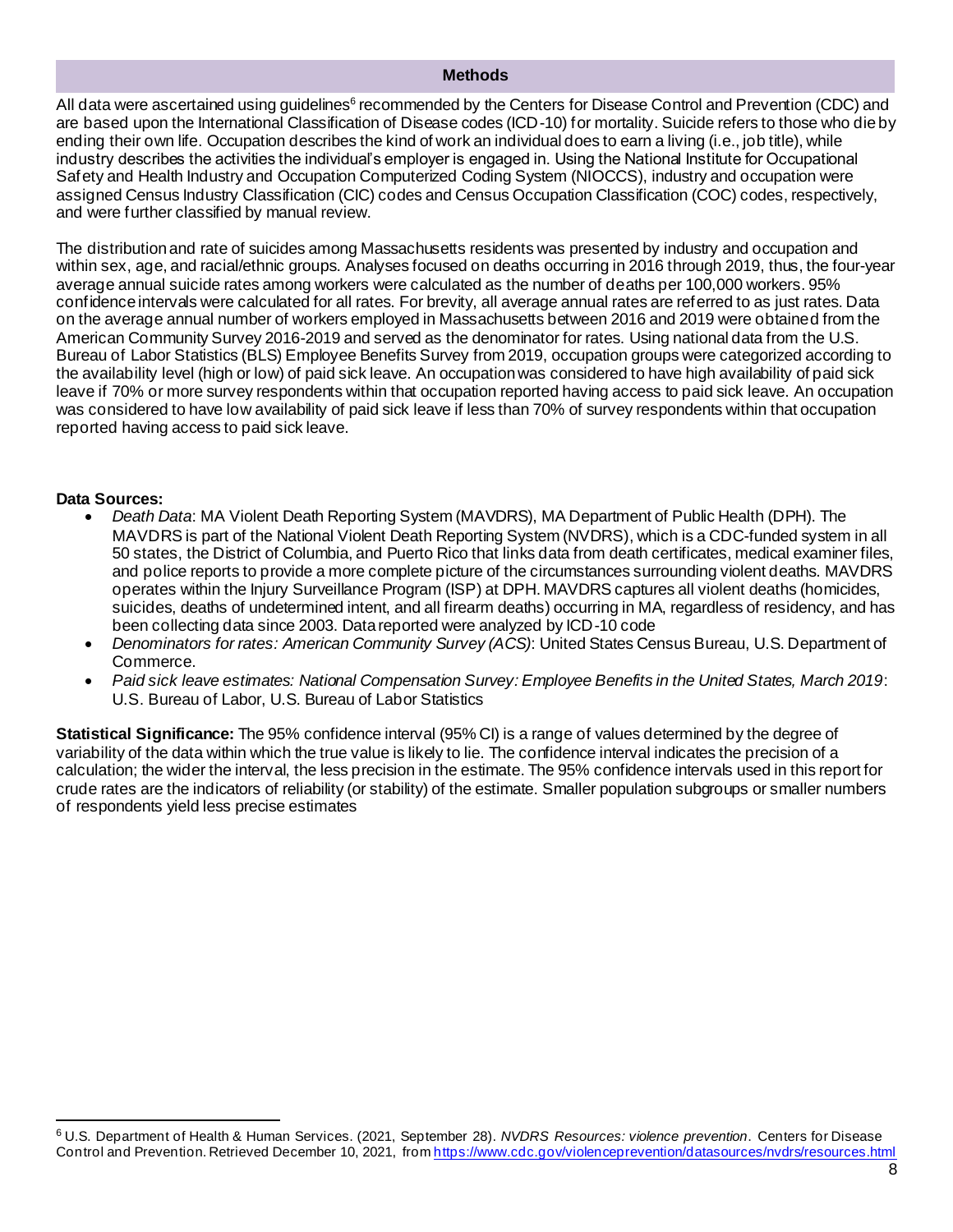## Methods

All data were ascertained using guidelines[6] recommended by the Centers for Disease Control and Prevention (CDC) and are based upon the International Classification of Disease codes (ICD-10) for mortality. Suicide refers to those who die by ending their own life. Occupation describes the kind of work an individual does to earn a living (i.e., job title), while industry describes the activities the individual's employer is engaged in. Using the National Institute for Occupational Safety and Health Industry and Occupation Computerized Coding System (NIOCCS), industry and occupation were assigned Census Industry Classification (CIC) codes and Census Occupation Classification (COC) codes, respectively, and were further classified by manual review.

The distribution and rate of suicides among Massachusetts residents was presented by industry and occupation and within sex, age, and racial/ethnic groups. Analyses focused on deaths occurring in 2016 through 2019, thus, the four-year average annual suicide rates among workers were calculated as the number of deaths per 100,000 workers. 95% confidence intervals were calculated for all rates. For brevity, all average annual rates are referred to as just rates. Data on the average annual number of workers employed in Massachusetts between 2016 and 2019 were obtained from the American Community Survey 2016-2019 and served as the denominator for rates. Using national data from the U.S. Bureau of Labor Statistics (BLS) Employee Benefits Survey from 2019, occupation groups were categorized according to the availability level (high or low) of paid sick leave. An occupation was considered to have high availability of paid sick leave if 70% or more survey respondents within that occupation reported having access to paid sick leave. An occupation was considered to have low availability of paid sick leave if less than 70% of survey respondents within that occupation reported having access to paid sick leave.

**Data Sources:**

- *Death Data*: MA Violent Death Reporting System (MAVDRS), MA Department of Public Health (DPH). The MAVDRS is part of the National Violent Death Reporting System (NVDRS), which is a CDC-funded system in all 50 states, the District of Columbia, and Puerto Rico that links data from death certificates, medical examiner files, and police reports to provide a more complete picture of the circumstances surrounding violent deaths. MAVDRS operates within the Injury Surveillance Program (ISP) at DPH. MAVDRS captures all violent deaths (homicides, suicides, deaths of undetermined intent, and all firearm deaths) occurring in MA, regardless of residency, and has been collecting data since 2003. Data reported were analyzed by ICD-10 code
- *Denominators for rates: American Community Survey (ACS)*: United States Census Bureau, U.S. Department of Commerce.
- *Paid sick leave estimates: National Compensation Survey: Employee Benefits in the United States, March 2019*: U.S. Bureau of Labor, U.S. Bureau of Labor Statistics

**Statistical Significance:** The 95% confidence interval (95% CI) is a range of values determined by the degree of variability of the data within which the true value is likely to lie. The confidence interval indicates the precision of a calculation; the wider the interval, the less precision in the estimate. The 95% confidence intervals used in this report for crude rates are the indicators of reliability (or stability) of the estimate. Smaller population subgroups or smaller numbers of respondents yield less precise estimates

[6] U.S. Department of Health & Human Services. (2021, September 28). *NVDRS Resources: violence prevention*. Centers for Disease Control and Prevention. Retrieved December 10, 2021, from https://www.cdc.gov/violenceprevention/datasources/nvdrs/resources.html